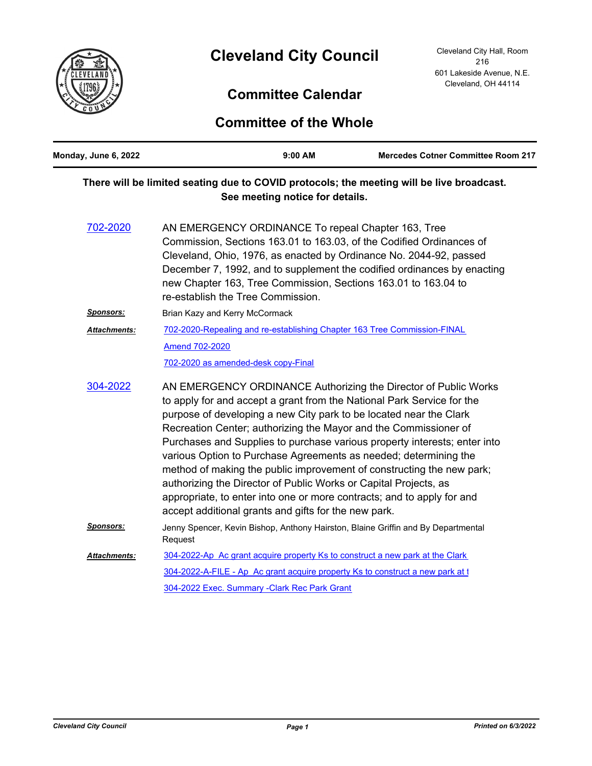# Cleveland City Council

Cleveland City Hall, Room 216
601 Lakeside Avenue, N.E.
Cleveland, OH 44114

## Committee Calendar

## Committee of the Whole

| Monday, June 6, 2022 | 9:00 AM | Mercedes Cotner Committee Room 217 |
|---|---|---|

**There will be limited seating due to COVID protocols; the meeting will be live broadcast. See meeting notice for details.**

**702-2020**

AN EMERGENCY ORDINANCE To repeal Chapter 163, Tree Commission, Sections 163.01 to 163.03, of the Codified Ordinances of Cleveland, Ohio, 1976, as enacted by Ordinance No. 2044-92, passed December 7, 1992, and to supplement the codified ordinances by enacting new Chapter 163, Tree Commission, Sections 163.01 to 163.04 to re-establish the Tree Commission.

***Sponsors:*** Brian Kazy and Kerry McCormack

***Attachments:*** 702-2020-Repealing and re-establishing Chapter 163 Tree Commission-FINAL
Amend 702-2020
702-2020 as amended-desk copy-Final

**304-2022**

AN EMERGENCY ORDINANCE Authorizing the Director of Public Works to apply for and accept a grant from the National Park Service for the purpose of developing a new City park to be located near the Clark Recreation Center; authorizing the Mayor and the Commissioner of Purchases and Supplies to purchase various property interests; enter into various Option to Purchase Agreements as needed; determining the method of making the public improvement of constructing the new park; authorizing the Director of Public Works or Capital Projects, as appropriate, to enter into one or more contracts; and to apply for and accept additional grants and gifts for the new park.

***Sponsors:*** Jenny Spencer, Kevin Bishop, Anthony Hairston, Blaine Griffin and By Departmental Request

***Attachments:*** 304-2022-Ap Ac grant acquire property Ks to construct a new park at the Clark
304-2022-A-FILE - Ap Ac grant acquire property Ks to construct a new park at t
304-2022 Exec. Summary -Clark Rec Park Grant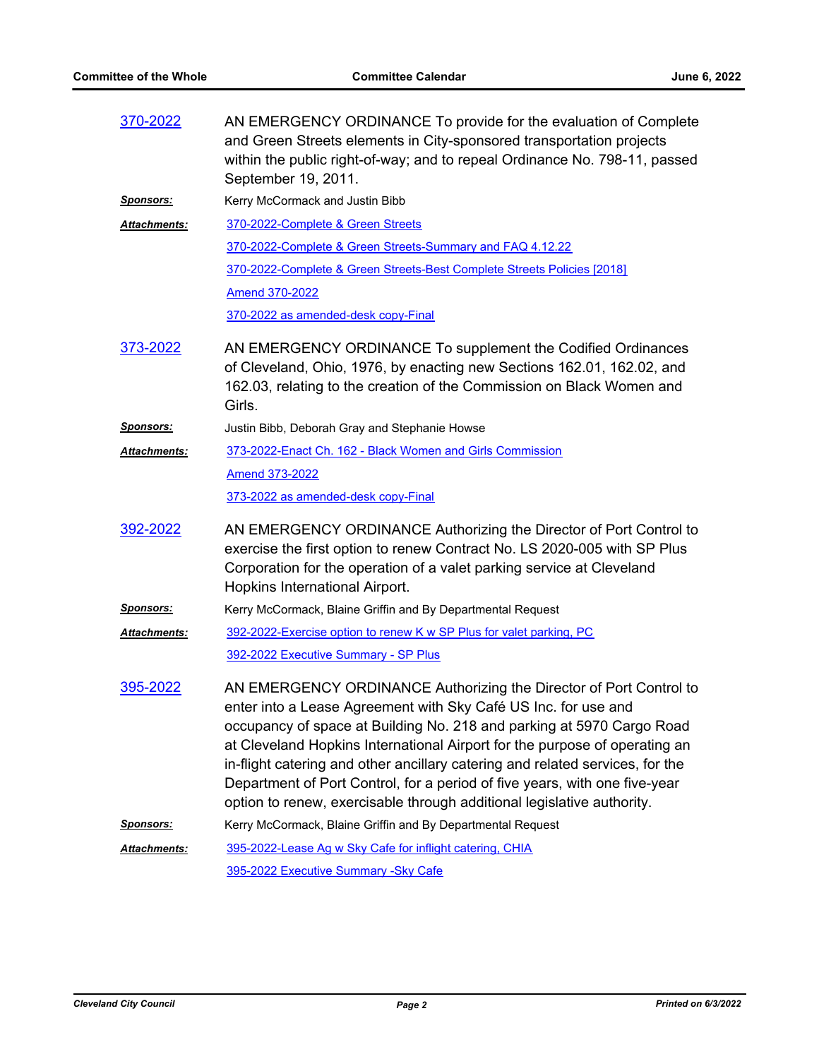**370-2022**

AN EMERGENCY ORDINANCE To provide for the evaluation of Complete and Green Streets elements in City-sponsored transportation projects within the public right-of-way; and to repeal Ordinance No. 798-11, passed September 19, 2011.

***Sponsors:*** Kerry McCormack and Justin Bibb

***Attachments:*** 370-2022-Complete & Green Streets
370-2022-Complete & Green Streets-Summary and FAQ 4.12.22
370-2022-Complete & Green Streets-Best Complete Streets Policies [2018]
Amend 370-2022
370-2022 as amended-desk copy-Final

**373-2022**

AN EMERGENCY ORDINANCE To supplement the Codified Ordinances of Cleveland, Ohio, 1976, by enacting new Sections 162.01, 162.02, and 162.03, relating to the creation of the Commission on Black Women and Girls.

***Sponsors:*** Justin Bibb, Deborah Gray and Stephanie Howse

***Attachments:*** 373-2022-Enact Ch. 162 - Black Women and Girls Commission
Amend 373-2022
373-2022 as amended-desk copy-Final

**392-2022**

AN EMERGENCY ORDINANCE Authorizing the Director of Port Control to exercise the first option to renew Contract No. LS 2020-005 with SP Plus Corporation for the operation of a valet parking service at Cleveland Hopkins International Airport.

***Sponsors:*** Kerry McCormack, Blaine Griffin and By Departmental Request

***Attachments:*** 392-2022-Exercise option to renew K w SP Plus for valet parking, PC
392-2022 Executive Summary - SP Plus

**395-2022**

AN EMERGENCY ORDINANCE Authorizing the Director of Port Control to enter into a Lease Agreement with Sky Café US Inc. for use and occupancy of space at Building No. 218 and parking at 5970 Cargo Road at Cleveland Hopkins International Airport for the purpose of operating an in-flight catering and other ancillary catering and related services, for the Department of Port Control, for a period of five years, with one five-year option to renew, exercisable through additional legislative authority.

***Sponsors:*** Kerry McCormack, Blaine Griffin and By Departmental Request

***Attachments:*** 395-2022-Lease Ag w Sky Cafe for inflight catering, CHIA
395-2022 Executive Summary -Sky Cafe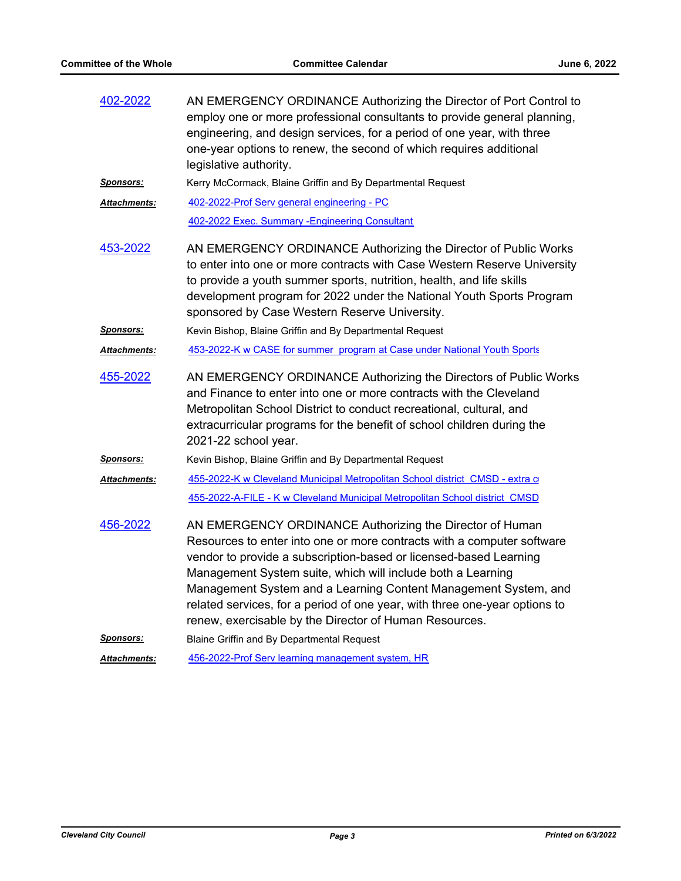**402-2022**

AN EMERGENCY ORDINANCE Authorizing the Director of Port Control to employ one or more professional consultants to provide general planning, engineering, and design services, for a period of one year, with three one-year options to renew, the second of which requires additional legislative authority.

***Sponsors:*** Kerry McCormack, Blaine Griffin and By Departmental Request

***Attachments:*** 402-2022-Prof Serv general engineering - PC

402-2022 Exec. Summary -Engineering Consultant

**453-2022**

AN EMERGENCY ORDINANCE Authorizing the Director of Public Works to enter into one or more contracts with Case Western Reserve University to provide a youth summer sports, nutrition, health, and life skills development program for 2022 under the National Youth Sports Program sponsored by Case Western Reserve University.

***Sponsors:*** Kevin Bishop, Blaine Griffin and By Departmental Request

***Attachments:*** 453-2022-K w CASE for summer  program at Case under National Youth Sports

**455-2022**

AN EMERGENCY ORDINANCE Authorizing the Directors of Public Works and Finance to enter into one or more contracts with the Cleveland Metropolitan School District to conduct recreational, cultural, and extracurricular programs for the benefit of school children during the 2021-22 school year.

***Sponsors:*** Kevin Bishop, Blaine Griffin and By Departmental Request

***Attachments:*** 455-2022-K w Cleveland Municipal Metropolitan School district  CMSD - extra c

455-2022-A-FILE - K w Cleveland Municipal Metropolitan School district  CMSD

**456-2022**

AN EMERGENCY ORDINANCE Authorizing the Director of Human Resources to enter into one or more contracts with a computer software vendor to provide a subscription-based or licensed-based Learning Management System suite, which will include both a Learning Management System and a Learning Content Management System, and related services, for a period of one year, with three one-year options to renew, exercisable by the Director of Human Resources.

***Sponsors:*** Blaine Griffin and By Departmental Request

***Attachments:*** 456-2022-Prof Serv learning management system, HR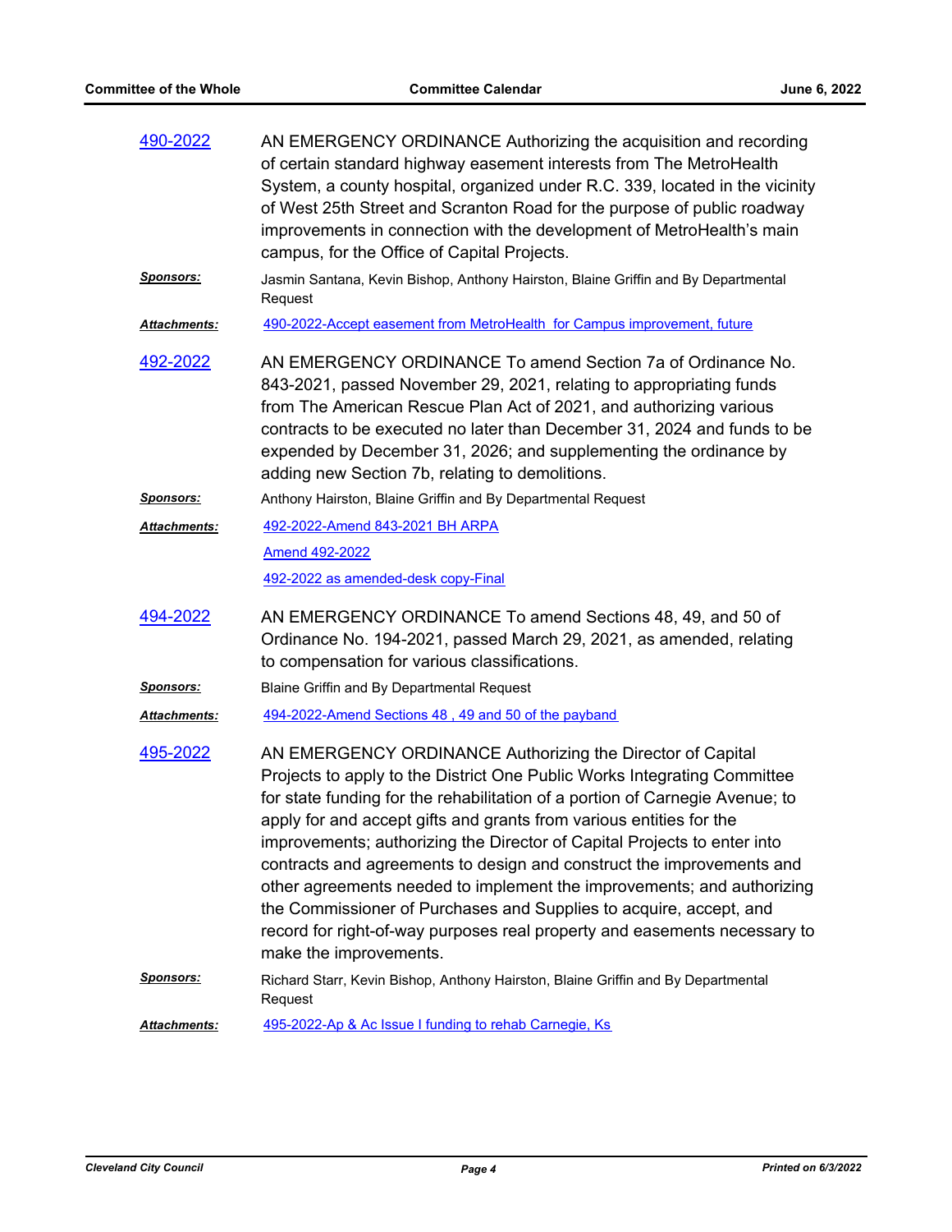**490-2022**

AN EMERGENCY ORDINANCE Authorizing the acquisition and recording of certain standard highway easement interests from The MetroHealth System, a county hospital, organized under R.C. 339, located in the vicinity of West 25th Street and Scranton Road for the purpose of public roadway improvements in connection with the development of MetroHealth's main campus, for the Office of Capital Projects.

***Sponsors:*** Jasmin Santana, Kevin Bishop, Anthony Hairston, Blaine Griffin and By Departmental Request

***Attachments:*** 490-2022-Accept easement from MetroHealth for Campus improvement, future

**492-2022**

AN EMERGENCY ORDINANCE To amend Section 7a of Ordinance No. 843-2021, passed November 29, 2021, relating to appropriating funds from The American Rescue Plan Act of 2021, and authorizing various contracts to be executed no later than December 31, 2024 and funds to be expended by December 31, 2026; and supplementing the ordinance by adding new Section 7b, relating to demolitions.

***Sponsors:*** Anthony Hairston, Blaine Griffin and By Departmental Request

***Attachments:*** 492-2022-Amend 843-2021 BH ARPA
Amend 492-2022
492-2022 as amended-desk copy-Final

**494-2022**

AN EMERGENCY ORDINANCE To amend Sections 48, 49, and 50 of Ordinance No. 194-2021, passed March 29, 2021, as amended, relating to compensation for various classifications.

***Sponsors:*** Blaine Griffin and By Departmental Request

***Attachments:*** 494-2022-Amend Sections 48 , 49 and 50 of the payband

**495-2022**

AN EMERGENCY ORDINANCE Authorizing the Director of Capital Projects to apply to the District One Public Works Integrating Committee for state funding for the rehabilitation of a portion of Carnegie Avenue; to apply for and accept gifts and grants from various entities for the improvements; authorizing the Director of Capital Projects to enter into contracts and agreements to design and construct the improvements and other agreements needed to implement the improvements; and authorizing the Commissioner of Purchases and Supplies to acquire, accept, and record for right-of-way purposes real property and easements necessary to make the improvements.

***Sponsors:*** Richard Starr, Kevin Bishop, Anthony Hairston, Blaine Griffin and By Departmental Request

***Attachments:*** 495-2022-Ap & Ac Issue I funding to rehab Carnegie, Ks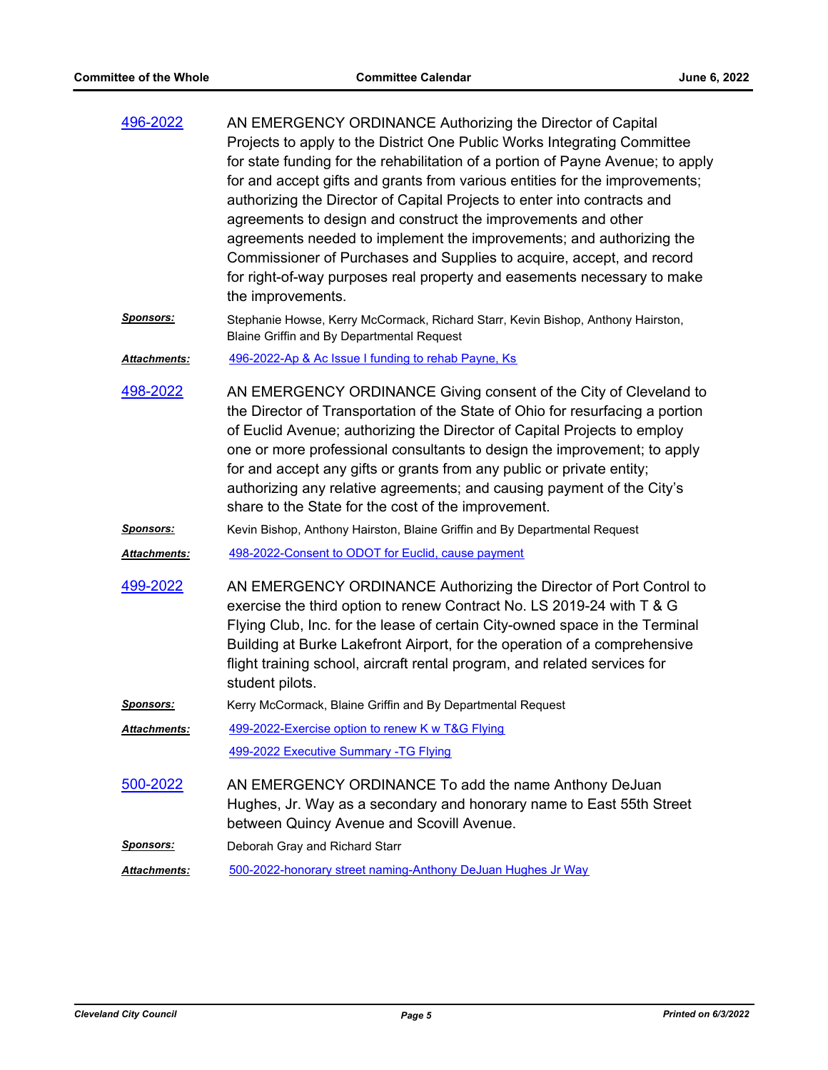**496-2022**

AN EMERGENCY ORDINANCE Authorizing the Director of Capital Projects to apply to the District One Public Works Integrating Committee for state funding for the rehabilitation of a portion of Payne Avenue; to apply for and accept gifts and grants from various entities for the improvements; authorizing the Director of Capital Projects to enter into contracts and agreements to design and construct the improvements and other agreements needed to implement the improvements; and authorizing the Commissioner of Purchases and Supplies to acquire, accept, and record for right-of-way purposes real property and easements necessary to make the improvements.

***Sponsors:*** Stephanie Howse, Kerry McCormack, Richard Starr, Kevin Bishop, Anthony Hairston, Blaine Griffin and By Departmental Request

***Attachments:*** 496-2022-Ap & Ac Issue I funding to rehab Payne, Ks

**498-2022**

AN EMERGENCY ORDINANCE Giving consent of the City of Cleveland to the Director of Transportation of the State of Ohio for resurfacing a portion of Euclid Avenue; authorizing the Director of Capital Projects to employ one or more professional consultants to design the improvement; to apply for and accept any gifts or grants from any public or private entity; authorizing any relative agreements; and causing payment of the City's share to the State for the cost of the improvement.

***Sponsors:*** Kevin Bishop, Anthony Hairston, Blaine Griffin and By Departmental Request

***Attachments:*** 498-2022-Consent to ODOT for Euclid, cause payment

**499-2022**

AN EMERGENCY ORDINANCE Authorizing the Director of Port Control to exercise the third option to renew Contract No. LS 2019-24 with T & G Flying Club, Inc. for the lease of certain City-owned space in the Terminal Building at Burke Lakefront Airport, for the operation of a comprehensive flight training school, aircraft rental program, and related services for student pilots.

***Sponsors:*** Kerry McCormack, Blaine Griffin and By Departmental Request

***Attachments:*** 499-2022-Exercise option to renew K w T&G Flying

499-2022 Executive Summary -TG Flying

**500-2022**

AN EMERGENCY ORDINANCE To add the name Anthony DeJuan Hughes, Jr. Way as a secondary and honorary name to East 55th Street between Quincy Avenue and Scovill Avenue.

***Sponsors:*** Deborah Gray and Richard Starr

***Attachments:*** 500-2022-honorary street naming-Anthony DeJuan Hughes Jr Way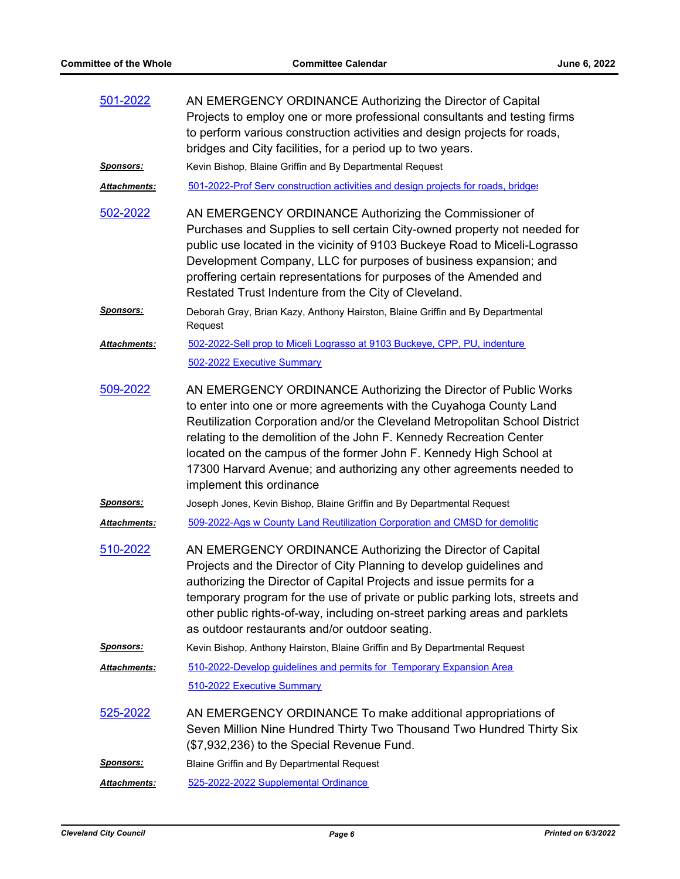**501-2022**

AN EMERGENCY ORDINANCE Authorizing the Director of Capital Projects to employ one or more professional consultants and testing firms to perform various construction activities and design projects for roads, bridges and City facilities, for a period up to two years.

***Sponsors:*** Kevin Bishop, Blaine Griffin and By Departmental Request

***Attachments:*** 501-2022-Prof Serv construction activities and design projects for roads, bridges

**502-2022**

AN EMERGENCY ORDINANCE Authorizing the Commissioner of Purchases and Supplies to sell certain City-owned property not needed for public use located in the vicinity of 9103 Buckeye Road to Miceli-Lograsso Development Company, LLC for purposes of business expansion; and proffering certain representations for purposes of the Amended and Restated Trust Indenture from the City of Cleveland.

***Sponsors:*** Deborah Gray, Brian Kazy, Anthony Hairston, Blaine Griffin and By Departmental Request

***Attachments:*** 502-2022-Sell prop to Miceli Lograsso at 9103 Buckeye, CPP, PU, indenture

502-2022 Executive Summary

**509-2022**

AN EMERGENCY ORDINANCE Authorizing the Director of Public Works to enter into one or more agreements with the Cuyahoga County Land Reutilization Corporation and/or the Cleveland Metropolitan School District relating to the demolition of the John F. Kennedy Recreation Center located on the campus of the former John F. Kennedy High School at 17300 Harvard Avenue; and authorizing any other agreements needed to implement this ordinance

***Sponsors:*** Joseph Jones, Kevin Bishop, Blaine Griffin and By Departmental Request

***Attachments:*** 509-2022-Ags w County Land Reutilization Corporation and CMSD for demolitic

**510-2022**

AN EMERGENCY ORDINANCE Authorizing the Director of Capital Projects and the Director of City Planning to develop guidelines and authorizing the Director of Capital Projects and issue permits for a temporary program for the use of private or public parking lots, streets and other public rights-of-way, including on-street parking areas and parklets as outdoor restaurants and/or outdoor seating.

***Sponsors:*** Kevin Bishop, Anthony Hairston, Blaine Griffin and By Departmental Request

***Attachments:*** 510-2022-Develop guidelines and permits for Temporary Expansion Area

510-2022 Executive Summary

**525-2022**

AN EMERGENCY ORDINANCE To make additional appropriations of Seven Million Nine Hundred Thirty Two Thousand Two Hundred Thirty Six ($7,932,236) to the Special Revenue Fund.

***Sponsors:*** Blaine Griffin and By Departmental Request

***Attachments:*** 525-2022-2022 Supplemental Ordinance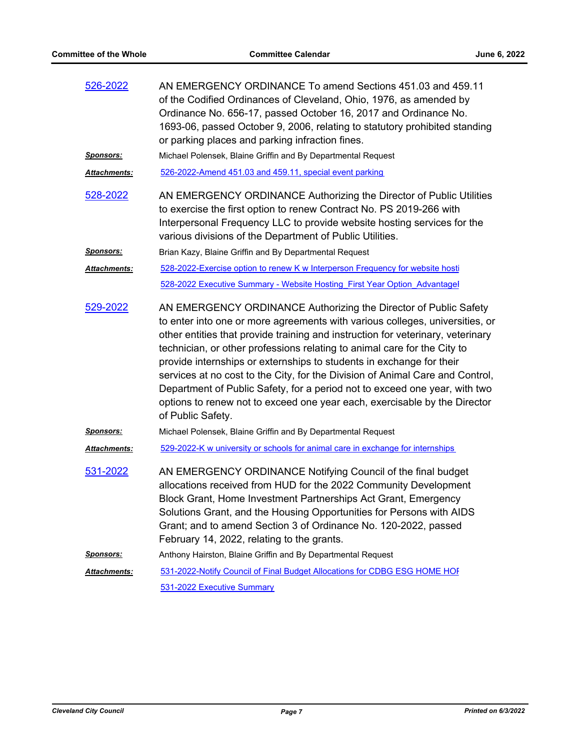**526-2022**

AN EMERGENCY ORDINANCE To amend Sections 451.03 and 459.11 of the Codified Ordinances of Cleveland, Ohio, 1976, as amended by Ordinance No. 656-17, passed October 16, 2017 and Ordinance No. 1693-06, passed October 9, 2006, relating to statutory prohibited standing or parking places and parking infraction fines.

***Sponsors:*** Michael Polensek, Blaine Griffin and By Departmental Request

***Attachments:*** 526-2022-Amend 451.03 and 459.11, special event parking

**528-2022**

AN EMERGENCY ORDINANCE Authorizing the Director of Public Utilities to exercise the first option to renew Contract No. PS 2019-266 with Interpersonal Frequency LLC to provide website hosting services for the various divisions of the Department of Public Utilities.

***Sponsors:*** Brian Kazy, Blaine Griffin and By Departmental Request

***Attachments:*** 528-2022-Exercise option to renew K w Interperson Frequency for website hosti
528-2022 Executive Summary - Website Hosting_First Year Option_Advantagel

**529-2022**

AN EMERGENCY ORDINANCE Authorizing the Director of Public Safety to enter into one or more agreements with various colleges, universities, or other entities that provide training and instruction for veterinary, veterinary technician, or other professions relating to animal care for the City to provide internships or externships to students in exchange for their services at no cost to the City, for the Division of Animal Care and Control, Department of Public Safety, for a period not to exceed one year, with two options to renew not to exceed one year each, exercisable by the Director of Public Safety.

***Sponsors:*** Michael Polensek, Blaine Griffin and By Departmental Request

***Attachments:*** 529-2022-K w university or schools for animal care in exchange for internships

**531-2022**

AN EMERGENCY ORDINANCE Notifying Council of the final budget allocations received from HUD for the 2022 Community Development Block Grant, Home Investment Partnerships Act Grant, Emergency Solutions Grant, and the Housing Opportunities for Persons with AIDS Grant; and to amend Section 3 of Ordinance No. 120-2022, passed February 14, 2022, relating to the grants.

***Sponsors:*** Anthony Hairston, Blaine Griffin and By Departmental Request

***Attachments:*** 531-2022-Notify Council of Final Budget Allocations for CDBG ESG HOME HOI
531-2022 Executive Summary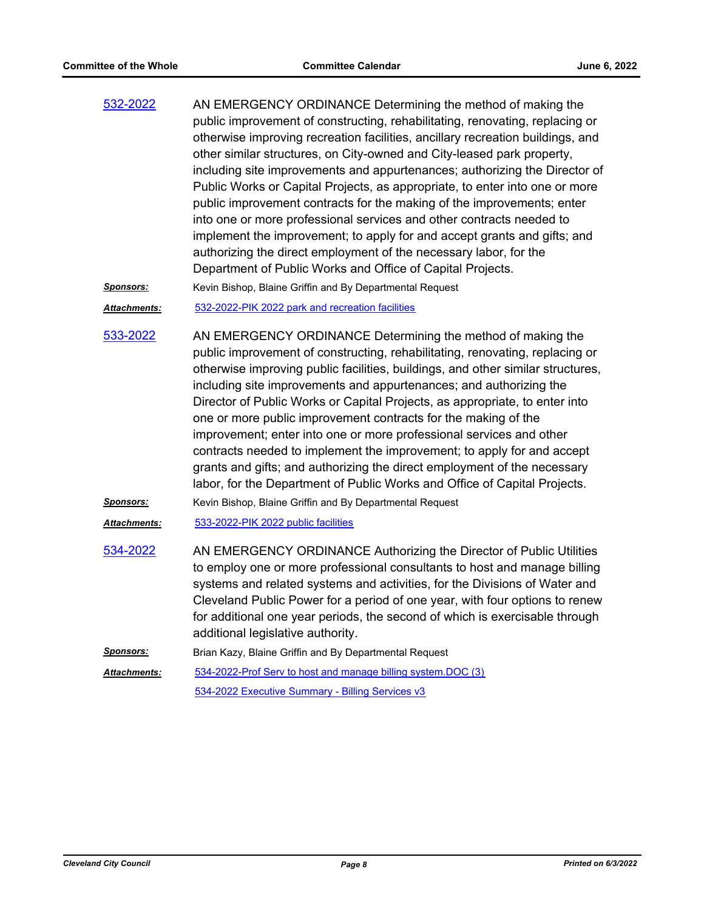**532-2022**

AN EMERGENCY ORDINANCE Determining the method of making the public improvement of constructing, rehabilitating, renovating, replacing or otherwise improving recreation facilities, ancillary recreation buildings, and other similar structures, on City-owned and City-leased park property, including site improvements and appurtenances; authorizing the Director of Public Works or Capital Projects, as appropriate, to enter into one or more public improvement contracts for the making of the improvements; enter into one or more professional services and other contracts needed to implement the improvement; to apply for and accept grants and gifts; and authorizing the direct employment of the necessary labor, for the Department of Public Works and Office of Capital Projects.

***Sponsors:*** Kevin Bishop, Blaine Griffin and By Departmental Request

***Attachments:*** 532-2022-PIK 2022 park and recreation facilities

**533-2022**

AN EMERGENCY ORDINANCE Determining the method of making the public improvement of constructing, rehabilitating, renovating, replacing or otherwise improving public facilities, buildings, and other similar structures, including site improvements and appurtenances; and authorizing the Director of Public Works or Capital Projects, as appropriate, to enter into one or more public improvement contracts for the making of the improvement; enter into one or more professional services and other contracts needed to implement the improvement; to apply for and accept grants and gifts; and authorizing the direct employment of the necessary labor, for the Department of Public Works and Office of Capital Projects.

***Sponsors:*** Kevin Bishop, Blaine Griffin and By Departmental Request

***Attachments:*** 533-2022-PIK 2022 public facilities

**534-2022**

AN EMERGENCY ORDINANCE Authorizing the Director of Public Utilities to employ one or more professional consultants to host and manage billing systems and related systems and activities, for the Divisions of Water and Cleveland Public Power for a period of one year, with four options to renew for additional one year periods, the second of which is exercisable through additional legislative authority.

***Sponsors:*** Brian Kazy, Blaine Griffin and By Departmental Request

***Attachments:*** 534-2022-Prof Serv to host and manage billing system.DOC (3)

534-2022 Executive Summary - Billing Services v3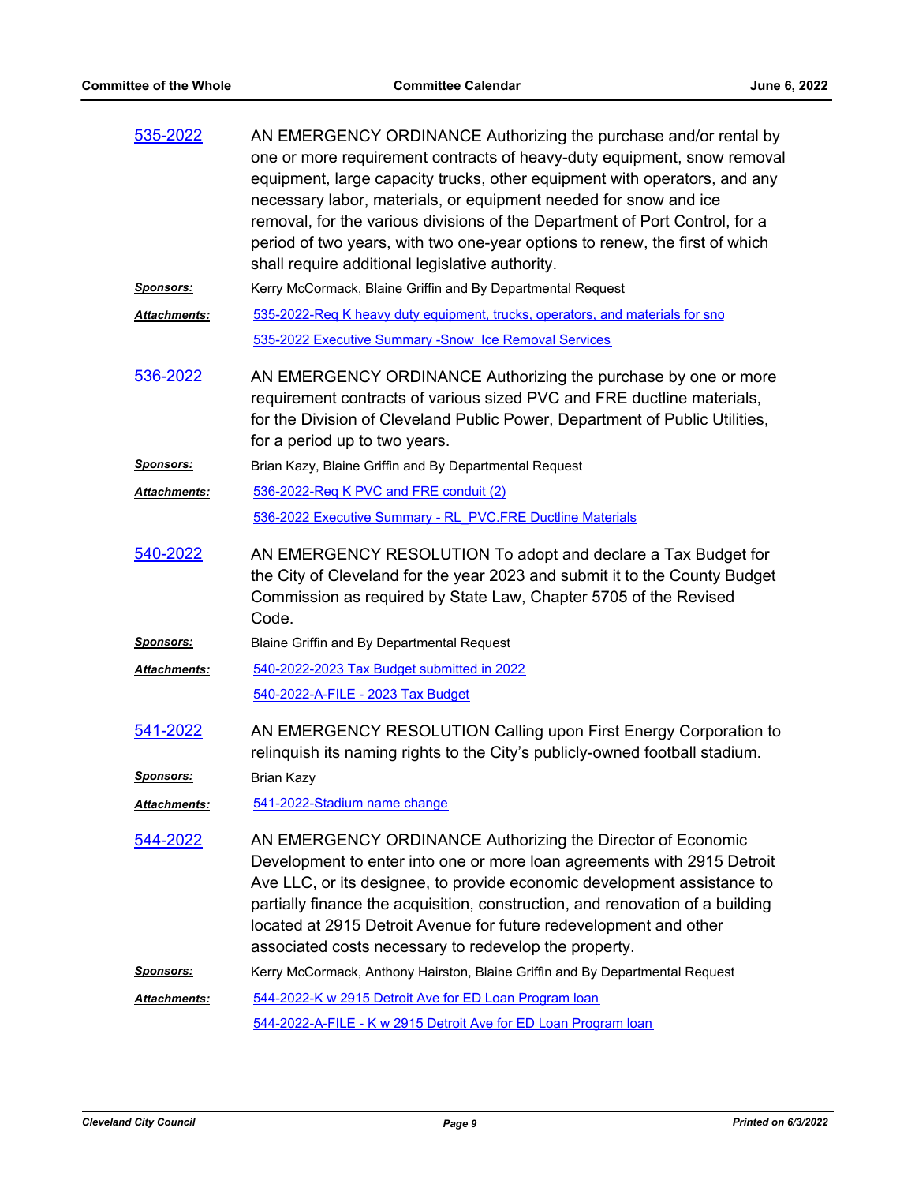**[535-2022]** AN EMERGENCY ORDINANCE Authorizing the purchase and/or rental by one or more requirement contracts of heavy-duty equipment, snow removal equipment, large capacity trucks, other equipment with operators, and any necessary labor, materials, or equipment needed for snow and ice removal, for the various divisions of the Department of Port Control, for a period of two years, with two one-year options to renew, the first of which shall require additional legislative authority.

***Sponsors:*** Kerry McCormack, Blaine Griffin and By Departmental Request

***Attachments:*** 535-2022-Req K heavy duty equipment, trucks, operators, and materials for sno
535-2022 Executive Summary -Snow Ice Removal Services

**[536-2022]** AN EMERGENCY ORDINANCE Authorizing the purchase by one or more requirement contracts of various sized PVC and FRE ductline materials, for the Division of Cleveland Public Power, Department of Public Utilities, for a period up to two years.

***Sponsors:*** Brian Kazy, Blaine Griffin and By Departmental Request

***Attachments:*** 536-2022-Req K PVC and FRE conduit (2)
536-2022 Executive Summary - RL_PVC.FRE Ductline Materials

**[540-2022]** AN EMERGENCY RESOLUTION To adopt and declare a Tax Budget for the City of Cleveland for the year 2023 and submit it to the County Budget Commission as required by State Law, Chapter 5705 of the Revised Code.

***Sponsors:*** Blaine Griffin and By Departmental Request

***Attachments:*** 540-2022-2023 Tax Budget submitted in 2022
540-2022-A-FILE - 2023 Tax Budget

**[541-2022]** AN EMERGENCY RESOLUTION Calling upon First Energy Corporation to relinquish its naming rights to the City's publicly-owned football stadium.

***Sponsors:*** Brian Kazy

***Attachments:*** 541-2022-Stadium name change

**[544-2022]** AN EMERGENCY ORDINANCE Authorizing the Director of Economic Development to enter into one or more loan agreements with 2915 Detroit Ave LLC, or its designee, to provide economic development assistance to partially finance the acquisition, construction, and renovation of a building located at 2915 Detroit Avenue for future redevelopment and other associated costs necessary to redevelop the property.

***Sponsors:*** Kerry McCormack, Anthony Hairston, Blaine Griffin and By Departmental Request

***Attachments:*** 544-2022-K w 2915 Detroit Ave for ED Loan Program loan
544-2022-A-FILE - K w 2915 Detroit Ave for ED Loan Program loan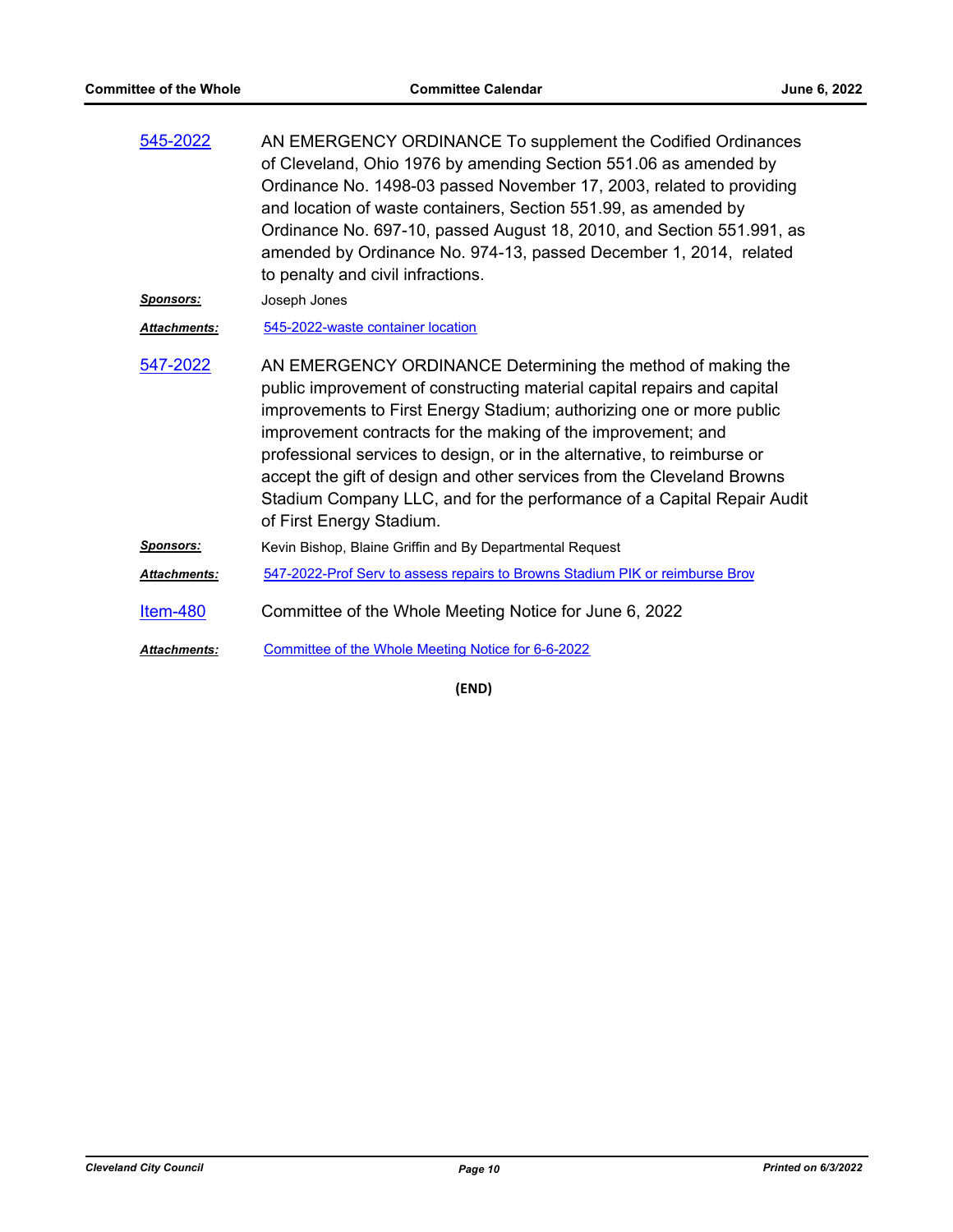**545-2022** AN EMERGENCY ORDINANCE To supplement the Codified Ordinances of Cleveland, Ohio 1976 by amending Section 551.06 as amended by Ordinance No. 1498-03 passed November 17, 2003, related to providing and location of waste containers, Section 551.99, as amended by Ordinance No. 697-10, passed August 18, 2010, and Section 551.991, as amended by Ordinance No. 974-13, passed December 1, 2014, related to penalty and civil infractions.

***Sponsors:*** Joseph Jones

***Attachments:*** 545-2022-waste container location

**547-2022** AN EMERGENCY ORDINANCE Determining the method of making the public improvement of constructing material capital repairs and capital improvements to First Energy Stadium; authorizing one or more public improvement contracts for the making of the improvement; and professional services to design, or in the alternative, to reimburse or accept the gift of design and other services from the Cleveland Browns Stadium Company LLC, and for the performance of a Capital Repair Audit of First Energy Stadium.

***Sponsors:*** Kevin Bishop, Blaine Griffin and By Departmental Request

***Attachments:*** 547-2022-Prof Serv to assess repairs to Browns Stadium PIK or reimburse Brov

**Item-480** Committee of the Whole Meeting Notice for June 6, 2022

***Attachments:*** Committee of the Whole Meeting Notice for 6-6-2022

**(END)**